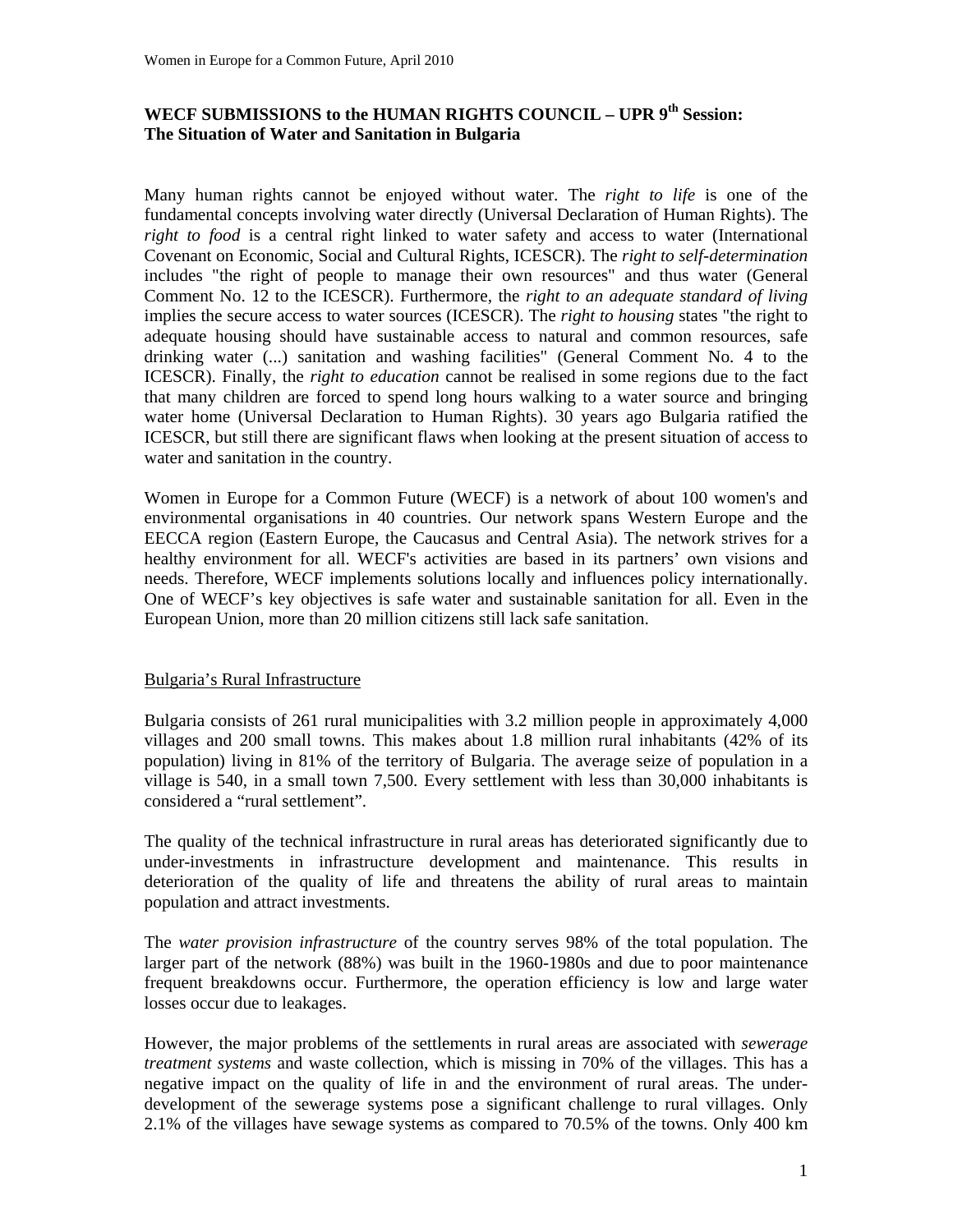# WECF SUBMISSIONS to the HUMAN RIGHTS COUNCIL – UPR 9th Session: The Situation of Water and Sanitation in Bulgaria

Many human rights cannot be enjoyed without water. The *right to life* is one of the fundamental concepts involving water directly (Universal Declaration of Human Rights). The *right to food* is a central right linked to water safety and access to water (International Covenant on Economic, Social and Cultural Rights, ICESCR). The *right to self-determination* includes "the right of people to manage their own resources" and thus water (General Comment No. 12 to the ICESCR). Furthermore, the *right to an adequate standard of living* implies the secure access to water sources (ICESCR). The *right to housing* states "the right to adequate housing should have sustainable access to natural and common resources, safe drinking water (...) sanitation and washing facilities" (General Comment No. 4 to the ICESCR). Finally, the *right to education* cannot be realised in some regions due to the fact that many children are forced to spend long hours walking to a water source and bringing water home (Universal Declaration to Human Rights). 30 years ago Bulgaria ratified the ICESCR, but still there are significant flaws when looking at the present situation of access to water and sanitation in the country.

Women in Europe for a Common Future (WECF) is a network of about 100 women's and environmental organisations in 40 countries. Our network spans Western Europe and the EECCA region (Eastern Europe, the Caucasus and Central Asia). The network strives for a healthy environment for all. WECF's activities are based in its partners' own visions and needs. Therefore, WECF implements solutions locally and influences policy internationally. One of WECF's key objectives is safe water and sustainable sanitation for all. Even in the European Union, more than 20 million citizens still lack safe sanitation.

## Bulgaria's Rural Infrastructure

Bulgaria consists of 261 rural municipalities with 3.2 million people in approximately 4,000 villages and 200 small towns. This makes about 1.8 million rural inhabitants (42% of its population) living in 81% of the territory of Bulgaria. The average seize of population in a village is 540, in a small town 7,500. Every settlement with less than 30,000 inhabitants is considered a "rural settlement".

The quality of the technical infrastructure in rural areas has deteriorated significantly due to under-investments in infrastructure development and maintenance. This results in deterioration of the quality of life and threatens the ability of rural areas to maintain population and attract investments.

The *water provision infrastructure* of the country serves 98% of the total population. The larger part of the network (88%) was built in the 1960-1980s and due to poor maintenance frequent breakdowns occur. Furthermore, the operation efficiency is low and large water losses occur due to leakages.

However, the major problems of the settlements in rural areas are associated with *sewerage treatment systems* and waste collection, which is missing in 70% of the villages. This has a negative impact on the quality of life in and the environment of rural areas. The under-development of the sewerage systems pose a significant challenge to rural villages. Only 2.1% of the villages have sewage systems as compared to 70.5% of the towns. Only 400 km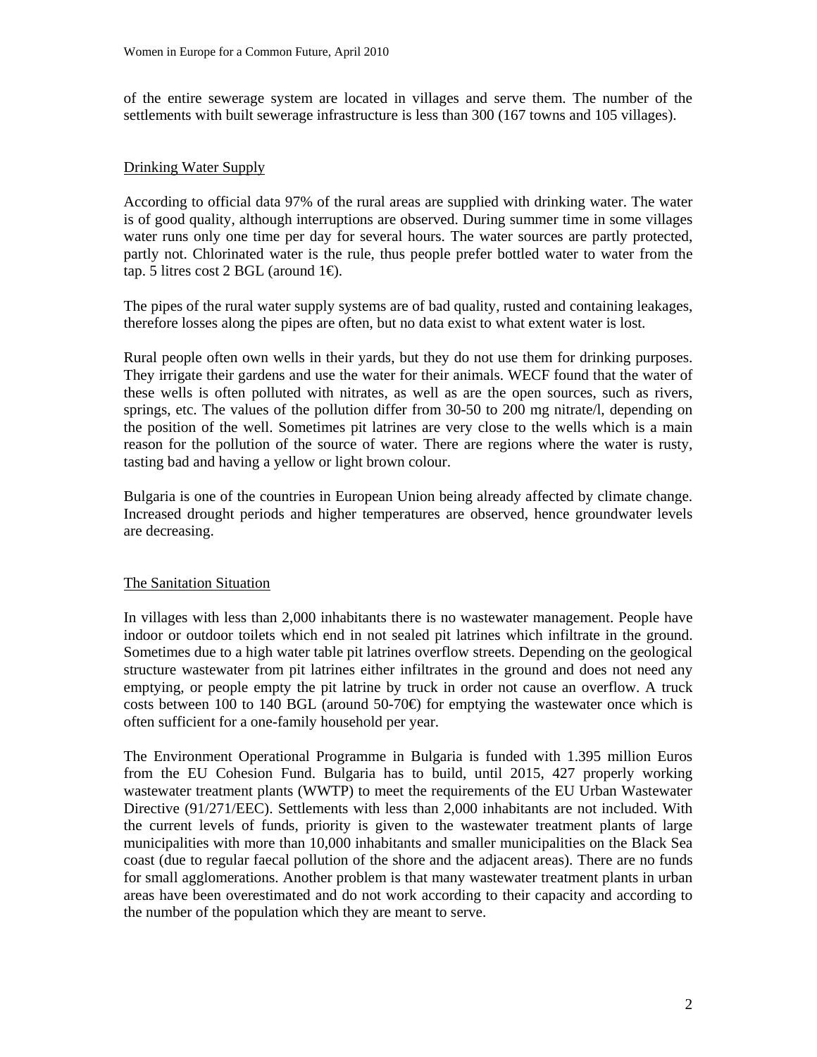of the entire sewerage system are located in villages and serve them. The number of the settlements with built sewerage infrastructure is less than 300 (167 towns and 105 villages).

## Drinking Water Supply

According to official data 97% of the rural areas are supplied with drinking water. The water is of good quality, although interruptions are observed. During summer time in some villages water runs only one time per day for several hours. The water sources are partly protected, partly not. Chlorinated water is the rule, thus people prefer bottled water to water from the tap. 5 litres cost 2 BGL (around 1€).

The pipes of the rural water supply systems are of bad quality, rusted and containing leakages, therefore losses along the pipes are often, but no data exist to what extent water is lost.

Rural people often own wells in their yards, but they do not use them for drinking purposes. They irrigate their gardens and use the water for their animals. WECF found that the water of these wells is often polluted with nitrates, as well as are the open sources, such as rivers, springs, etc. The values of the pollution differ from 30-50 to 200 mg nitrate/l, depending on the position of the well. Sometimes pit latrines are very close to the wells which is a main reason for the pollution of the source of water. There are regions where the water is rusty, tasting bad and having a yellow or light brown colour.

Bulgaria is one of the countries in European Union being already affected by climate change. Increased drought periods and higher temperatures are observed, hence groundwater levels are decreasing.

## The Sanitation Situation

In villages with less than 2,000 inhabitants there is no wastewater management. People have indoor or outdoor toilets which end in not sealed pit latrines which infiltrate in the ground. Sometimes due to a high water table pit latrines overflow streets. Depending on the geological structure wastewater from pit latrines either infiltrates in the ground and does not need any emptying, or people empty the pit latrine by truck in order not cause an overflow. A truck costs between 100 to 140 BGL (around 50-70€) for emptying the wastewater once which is often sufficient for a one-family household per year.

The Environment Operational Programme in Bulgaria is funded with 1.395 million Euros from the EU Cohesion Fund. Bulgaria has to build, until 2015, 427 properly working wastewater treatment plants (WWTP) to meet the requirements of the EU Urban Wastewater Directive (91/271/EEC). Settlements with less than 2,000 inhabitants are not included. With the current levels of funds, priority is given to the wastewater treatment plants of large municipalities with more than 10,000 inhabitants and smaller municipalities on the Black Sea coast (due to regular faecal pollution of the shore and the adjacent areas). There are no funds for small agglomerations. Another problem is that many wastewater treatment plants in urban areas have been overestimated and do not work according to their capacity and according to the number of the population which they are meant to serve.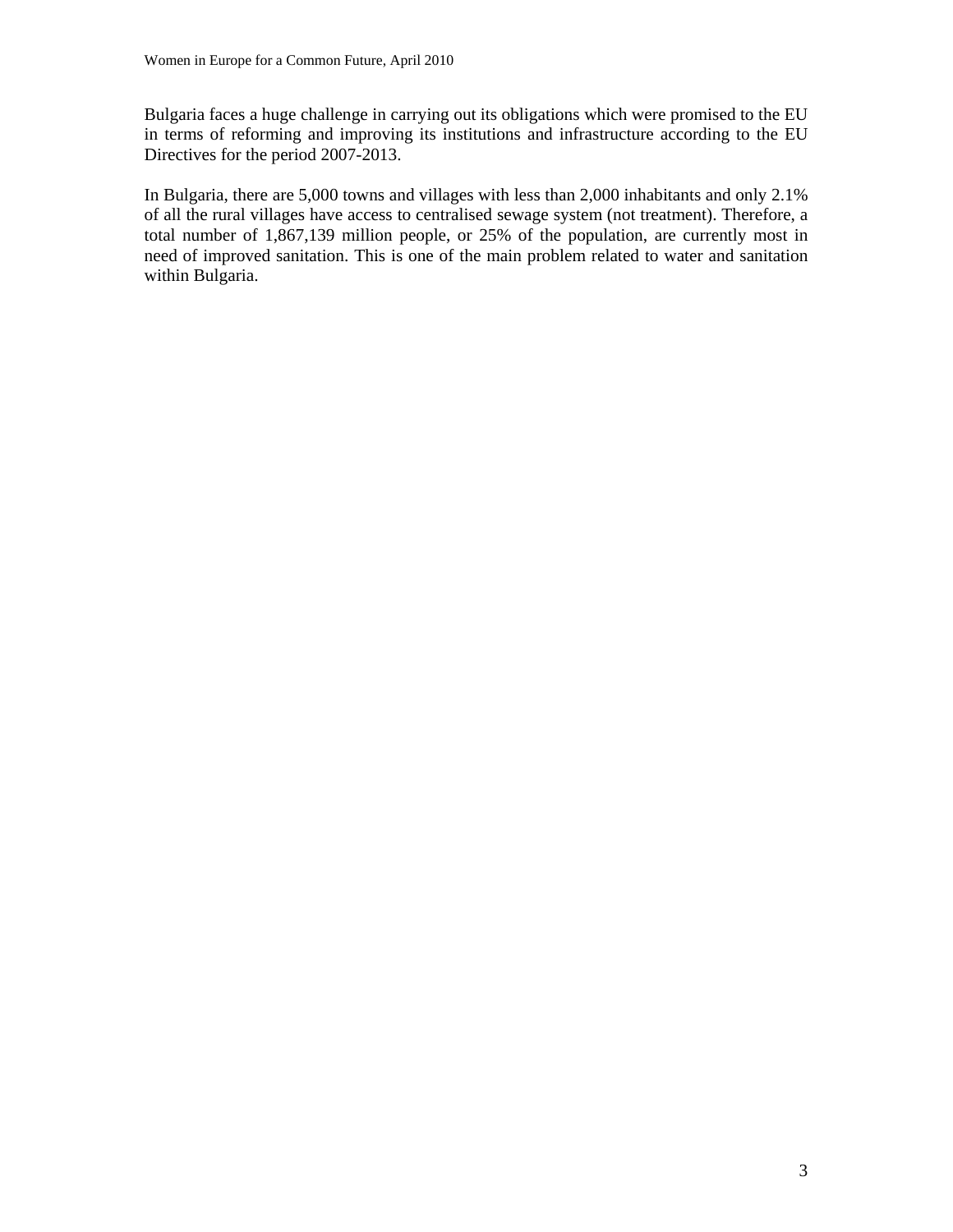Bulgaria faces a huge challenge in carrying out its obligations which were promised to the EU in terms of reforming and improving its institutions and infrastructure according to the EU Directives for the period 2007-2013.

In Bulgaria, there are 5,000 towns and villages with less than 2,000 inhabitants and only 2.1% of all the rural villages have access to centralised sewage system (not treatment). Therefore, a total number of 1,867,139 million people, or 25% of the population, are currently most in need of improved sanitation. This is one of the main problem related to water and sanitation within Bulgaria.